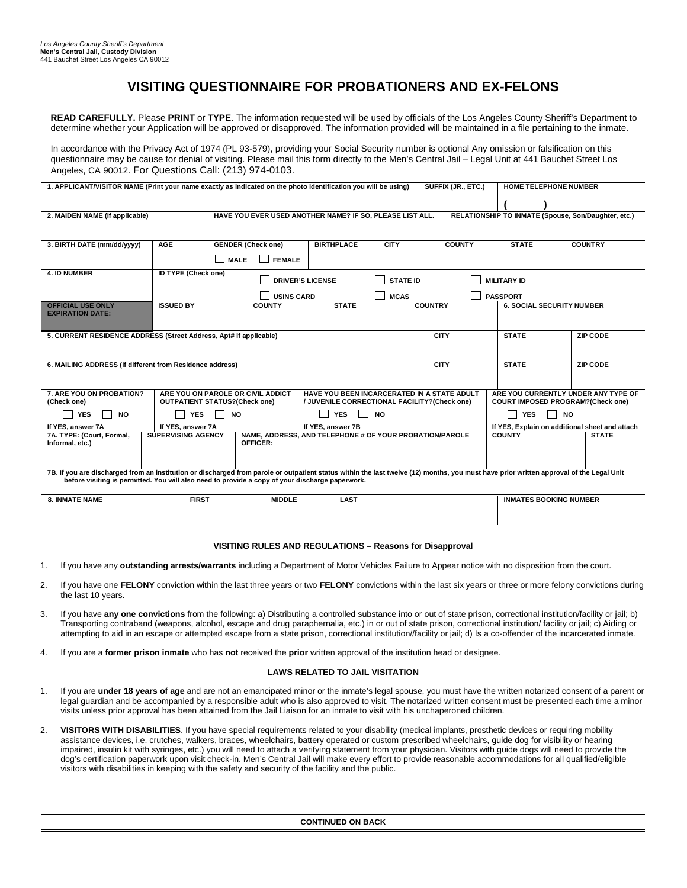*Los Angeles County Sheriff's Department*
**Men's Central Jail, Custody Division**
441 Bauchet Street Los Angeles CA 90012

# VISITING QUESTIONNAIRE FOR PROBATIONERS AND EX-FELONS

**READ CAREFULLY.** Please **PRINT** or **TYPE**. The information requested will be used by officials of the Los Angeles County Sheriff's Department to determine whether your Application will be approved or disapproved. The information provided will be maintained in a file pertaining to the inmate.

In accordance with the Privacy Act of 1974 (PL 93-579), providing your Social Security number is optional Any omission or falsification on this questionnaire may be cause for denial of visiting. Please mail this form directly to the Men's Central Jail – Legal Unit at 441 Bauchet Street Los Angeles, CA 90012. For Questions Call: (213) 974-0103.

| **1. APPLICANT/VISITOR NAME (Print your name exactly as indicated on the photo identification you will be using)** | | | | **SUFFIX (JR., ETC.)** | **HOME TELEPHONE NUMBER** ( ) | |
|---|---|---|---|---|---|---|
| **2. MAIDEN NAME (If applicable)** | **HAVE YOU EVER USED ANOTHER NAME? IF SO, PLEASE LIST ALL.** | | | | **RELATIONSHIP TO INMATE (Spouse, Son/Daughter, etc.)** | |
| **3. BIRTH DATE (mm/dd/yyyy)** | **AGE** | **GENDER (Check one)** ☐ MALE ☐ FEMALE | **BIRTHPLACE CITY** | **COUNTY** | **STATE** | **COUNTRY** |
| **4. ID NUMBER** | **ID TYPE (Check one)** ☐ DRIVER'S LICENSE ☐ STATE ID ☐ MILITARY ID ☐ USINS CARD ☐ MCAS ☐ PASSPORT | | | | | |
| **OFFICIAL USE ONLY EXPIRATION DATE:** | **ISSUED BY** | **COUNTY** | **STATE** | **COUNTRY** | **6. SOCIAL SECURITY NUMBER** | |
| **5. CURRENT RESIDENCE ADDRESS (Street Address, Apt# if applicable)** | | | | **CITY** | **STATE** | **ZIP CODE** |
| **6. MAILING ADDRESS (If different from Residence address)** | | | | **CITY** | **STATE** | **ZIP CODE** |

| **7. ARE YOU ON PROBATION? (Check one)** ☐ YES ☐ NO If YES, answer 7A | **ARE YOU ON PAROLE OR CIVIL ADDICT OUTPATIENT STATUS?(Check one)** ☐ YES ☐ NO If YES, answer 7A | **HAVE YOU BEEN INCARCERATED IN A STATE ADULT / JUVENILE CORRECTIONAL FACILITY?(Check one)** ☐ YES ☐ NO If YES, answer 7B | **ARE YOU CURRENTLY UNDER ANY TYPE OF COURT IMPOSED PROGRAM?(Check one)** ☐ YES ☐ NO If YES, Explain on additional sheet and attach | |
|---|---|---|---|---|
| **7A. TYPE: (Court, Formal, Informal, etc.)** | **SUPERVISING AGENCY** | **NAME, ADDRESS, AND TELEPHONE # OF YOUR PROBATION/PAROLE OFFICER:** | **COUNTY** | **STATE** |

**7B. If you are discharged from an institution or discharged from parole or outpatient status within the last twelve (12) months, you must have prior written approval of the Legal Unit before visiting is permitted. You will also need to provide a copy of your discharge paperwork.**

| **8. INMATE NAME** | **FIRST** | **MIDDLE** | **LAST** | **INMATES BOOKING NUMBER** |
|---|---|---|---|---|
| | | | | |

### VISITING RULES AND REGULATIONS – Reasons for Disapproval

1. If you have any **outstanding arrests/warrants** including a Department of Motor Vehicles Failure to Appear notice with no disposition from the court.
2. If you have one **FELONY** conviction within the last three years or two **FELONY** convictions within the last six years or three or more felony convictions during the last 10 years.
3. If you have **any one convictions** from the following: a) Distributing a controlled substance into or out of state prison, correctional institution/facility or jail; b) Transporting contraband (weapons, alcohol, escape and drug paraphernalia, etc.) in or out of state prison, correctional institution/ facility or jail; c) Aiding or attempting to aid in an escape or attempted escape from a state prison, correctional institution//facility or jail; d) Is a co-offender of the incarcerated inmate.
4. If you are a **former prison inmate** who has **not** received the **prior** written approval of the institution head or designee.

### LAWS RELATED TO JAIL VISITATION

1. If you are **under 18 years of age** and are not an emancipated minor or the inmate's legal spouse, you must have the written notarized consent of a parent or legal guardian and be accompanied by a responsible adult who is also approved to visit. The notarized written consent must be presented each time a minor visits unless prior approval has been attained from the Jail Liaison for an inmate to visit with his unchaperoned children.
2. **VISITORS WITH DISABILITIES**. If you have special requirements related to your disability (medical implants, prosthetic devices or requiring mobility assistance devices, i.e. crutches, walkers, braces, wheelchairs, battery operated or custom prescribed wheelchairs, guide dog for visibility or hearing impaired, insulin kit with syringes, etc.) you will need to attach a verifying statement from your physician. Visitors with guide dogs will need to provide the dog's certification paperwork upon visit check-in. Men's Central Jail will make every effort to provide reasonable accommodations for all qualified/eligible visitors with disabilities in keeping with the safety and security of the facility and the public.

**CONTINUED ON BACK**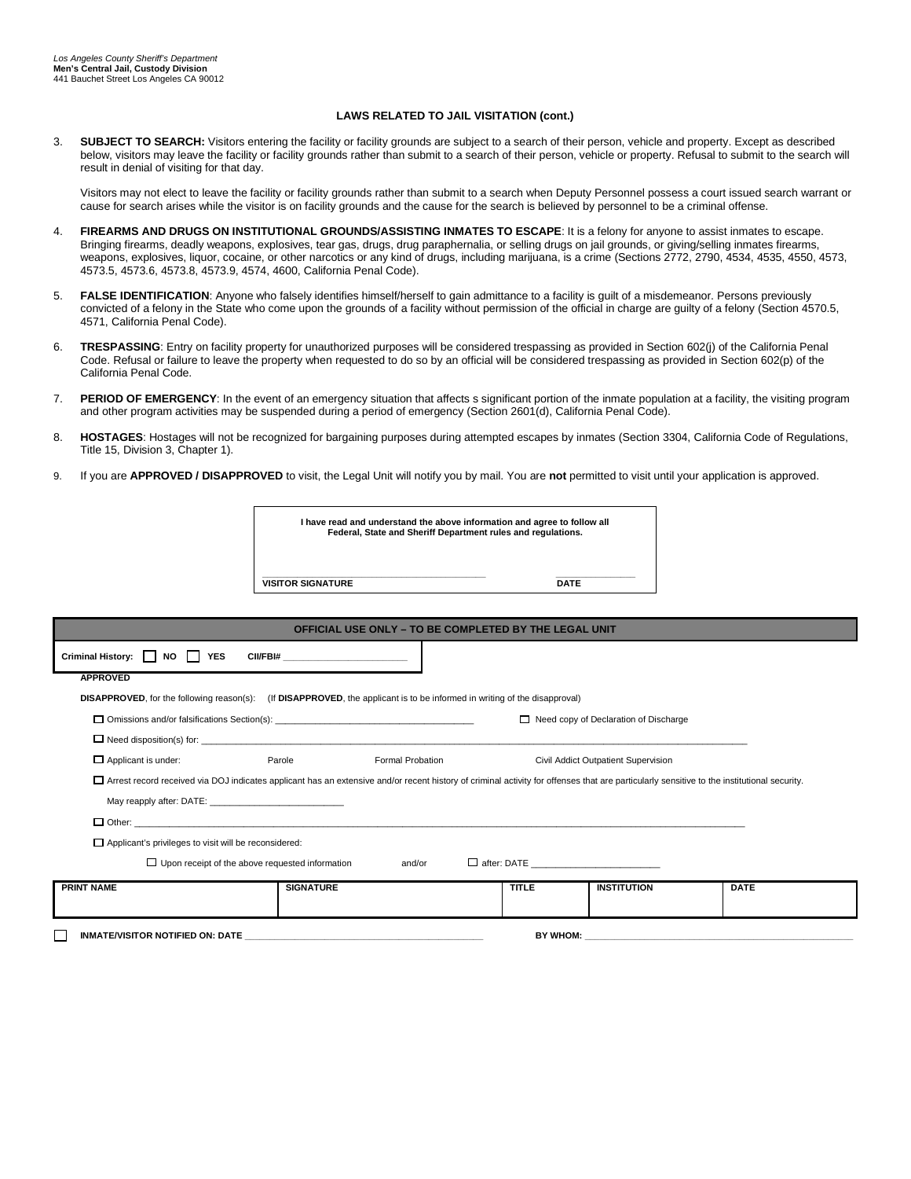*Los Angeles County Sheriff's Department*
**Men's Central Jail, Custody Division**
441 Bauchet Street Los Angeles CA 90012

## LAWS RELATED TO JAIL VISITATION (cont.)

3. **SUBJECT TO SEARCH:** Visitors entering the facility or facility grounds are subject to a search of their person, vehicle and property. Except as described below, visitors may leave the facility or facility grounds rather than submit to a search of their person, vehicle or property. Refusal to submit to the search will result in denial of visiting for that day.

   Visitors may not elect to leave the facility or facility grounds rather than submit to a search when Deputy Personnel possess a court issued search warrant or cause for search arises while the visitor is on facility grounds and the cause for the search is believed by personnel to be a criminal offense.

4. **FIREARMS AND DRUGS ON INSTITUTIONAL GROUNDS/ASSISTING INMATES TO ESCAPE**: It is a felony for anyone to assist inmates to escape. Bringing firearms, deadly weapons, explosives, tear gas, drugs, drug paraphernalia, or selling drugs on jail grounds, or giving/selling inmates firearms, weapons, explosives, liquor, cocaine, or other narcotics or any kind of drugs, including marijuana, is a crime (Sections 2772, 2790, 4534, 4535, 4550, 4573, 4573.5, 4573.6, 4573.8, 4573.9, 4574, 4600, California Penal Code).

5. **FALSE IDENTIFICATION**: Anyone who falsely identifies himself/herself to gain admittance to a facility is guilt of a misdemeanor. Persons previously convicted of a felony in the State who come upon the grounds of a facility without permission of the official in charge are guilty of a felony (Section 4570.5, 4571, California Penal Code).

6. **TRESPASSING**: Entry on facility property for unauthorized purposes will be considered trespassing as provided in Section 602(j) of the California Penal Code. Refusal or failure to leave the property when requested to do so by an official will be considered trespassing as provided in Section 602(p) of the California Penal Code.

7. **PERIOD OF EMERGENCY**: In the event of an emergency situation that affects s significant portion of the inmate population at a facility, the visiting program and other program activities may be suspended during a period of emergency (Section 2601(d), California Penal Code).

8. **HOSTAGES**: Hostages will not be recognized for bargaining purposes during attempted escapes by inmates (Section 3304, California Code of Regulations, Title 15, Division 3, Chapter 1).

9. If you are **APPROVED / DISAPPROVED** to visit, the Legal Unit will notify you by mail. You are **not** permitted to visit until your application is approved.

**I have read and understand the above information and agree to follow all Federal, State and Sheriff Department rules and regulations.**

______________________________ ______________
**VISITOR SIGNATURE** **DATE**

**OFFICIAL USE ONLY – TO BE COMPLETED BY THE LEGAL UNIT**

**Criminal History:** ☐ **NO** ☐ **YES** **CII/FBI#** ____________________

**APPROVED**

**DISAPPROVED**, for the following reason(s): (If **DISAPPROVED**, the applicant is to be informed in writing of the disapproval)

☐ Omissions and/or falsifications Section(s): ______________________________ ☐ Need copy of Declaration of Discharge

☐ Need disposition(s) for: ____________________________________________

☐ Applicant is under: Parole Formal Probation Civil Addict Outpatient Supervision

☐ Arrest record received via DOJ indicates applicant has an extensive and/or recent history of criminal activity for offenses that are particularly sensitive to the institutional security.

May reapply after: DATE: ____________________

☐ Other: ____________________________________________

☐ Applicant's privileges to visit will be reconsidered:

☐ Upon receipt of the above requested information and/or ☐ after: DATE ____________________

| PRINT NAME | SIGNATURE | TITLE | INSTITUTION | DATE |
|---|---|---|---|---|
| | | | | |

☐ **INMATE/VISITOR NOTIFIED ON: DATE** ______________________________ **BY WHOM:** ______________________________